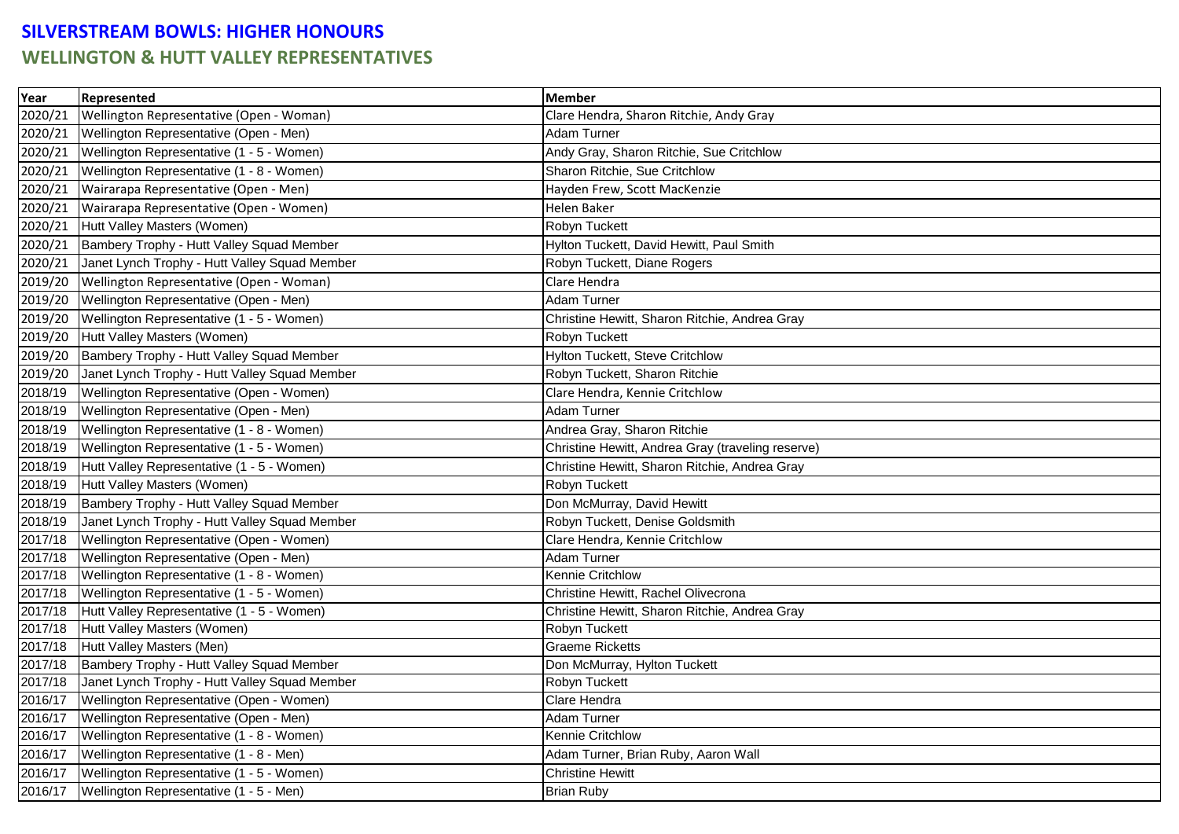# SILVERSTREAM BOWLS: HIGHER HONOURS

## WELLINGTON & HUTT VALLEY REPRESENTATIVES

| Year | Represented | Member |
|---|---|---|
| 2020/21 | Wellington Representative (Open - Woman) | Clare Hendra, Sharon Ritchie, Andy Gray |
| 2020/21 | Wellington Representative (Open - Men) | Adam Turner |
| 2020/21 | Wellington Representative (1 - 5 - Women) | Andy Gray, Sharon Ritchie, Sue Critchlow |
| 2020/21 | Wellington Representative (1 - 8 - Women) | Sharon Ritchie, Sue Critchlow |
| 2020/21 | Wairarapa Representative (Open - Men) | Hayden Frew, Scott MacKenzie |
| 2020/21 | Wairarapa Representative (Open - Women) | Helen Baker |
| 2020/21 | Hutt Valley Masters (Women) | Robyn Tuckett |
| 2020/21 | Bambery Trophy - Hutt Valley Squad Member | Hylton Tuckett, David Hewitt, Paul Smith |
| 2020/21 | Janet Lynch Trophy - Hutt Valley Squad Member | Robyn Tuckett, Diane Rogers |
| 2019/20 | Wellington Representative (Open - Woman) | Clare Hendra |
| 2019/20 | Wellington Representative (Open - Men) | Adam Turner |
| 2019/20 | Wellington Representative (1 - 5 - Women) | Christine Hewitt, Sharon Ritchie, Andrea Gray |
| 2019/20 | Hutt Valley Masters (Women) | Robyn Tuckett |
| 2019/20 | Bambery Trophy - Hutt Valley Squad Member | Hylton Tuckett, Steve Critchlow |
| 2019/20 | Janet Lynch Trophy - Hutt Valley Squad Member | Robyn Tuckett, Sharon Ritchie |
| 2018/19 | Wellington Representative (Open - Women) | Clare Hendra, Kennie Critchlow |
| 2018/19 | Wellington Representative (Open - Men) | Adam Turner |
| 2018/19 | Wellington Representative (1 - 8 - Women) | Andrea Gray, Sharon Ritchie |
| 2018/19 | Wellington Representative (1 - 5 - Women) | Christine Hewitt, Andrea Gray (traveling reserve) |
| 2018/19 | Hutt Valley Representative (1 - 5 - Women) | Christine Hewitt, Sharon Ritchie, Andrea Gray |
| 2018/19 | Hutt Valley Masters (Women) | Robyn Tuckett |
| 2018/19 | Bambery Trophy - Hutt Valley Squad Member | Don McMurray, David Hewitt |
| 2018/19 | Janet Lynch Trophy - Hutt Valley Squad Member | Robyn Tuckett, Denise Goldsmith |
| 2017/18 | Wellington Representative (Open - Women) | Clare Hendra, Kennie Critchlow |
| 2017/18 | Wellington Representative (Open - Men) | Adam Turner |
| 2017/18 | Wellington Representative (1 - 8 - Women) | Kennie Critchlow |
| 2017/18 | Wellington Representative (1 - 5 - Women) | Christine Hewitt, Rachel Olivecrona |
| 2017/18 | Hutt Valley Representative (1 - 5 - Women) | Christine Hewitt, Sharon Ritchie, Andrea Gray |
| 2017/18 | Hutt Valley Masters (Women) | Robyn Tuckett |
| 2017/18 | Hutt Valley Masters (Men) | Graeme Ricketts |
| 2017/18 | Bambery Trophy - Hutt Valley Squad Member | Don McMurray, Hylton Tuckett |
| 2017/18 | Janet Lynch Trophy - Hutt Valley Squad Member | Robyn Tuckett |
| 2016/17 | Wellington Representative (Open - Women) | Clare Hendra |
| 2016/17 | Wellington Representative (Open - Men) | Adam Turner |
| 2016/17 | Wellington Representative (1 - 8 - Women) | Kennie Critchlow |
| 2016/17 | Wellington Representative (1 - 8 - Men) | Adam Turner, Brian Ruby, Aaron Wall |
| 2016/17 | Wellington Representative (1 - 5 - Women) | Christine Hewitt |
| 2016/17 | Wellington Representative (1 - 5 - Men) | Brian Ruby |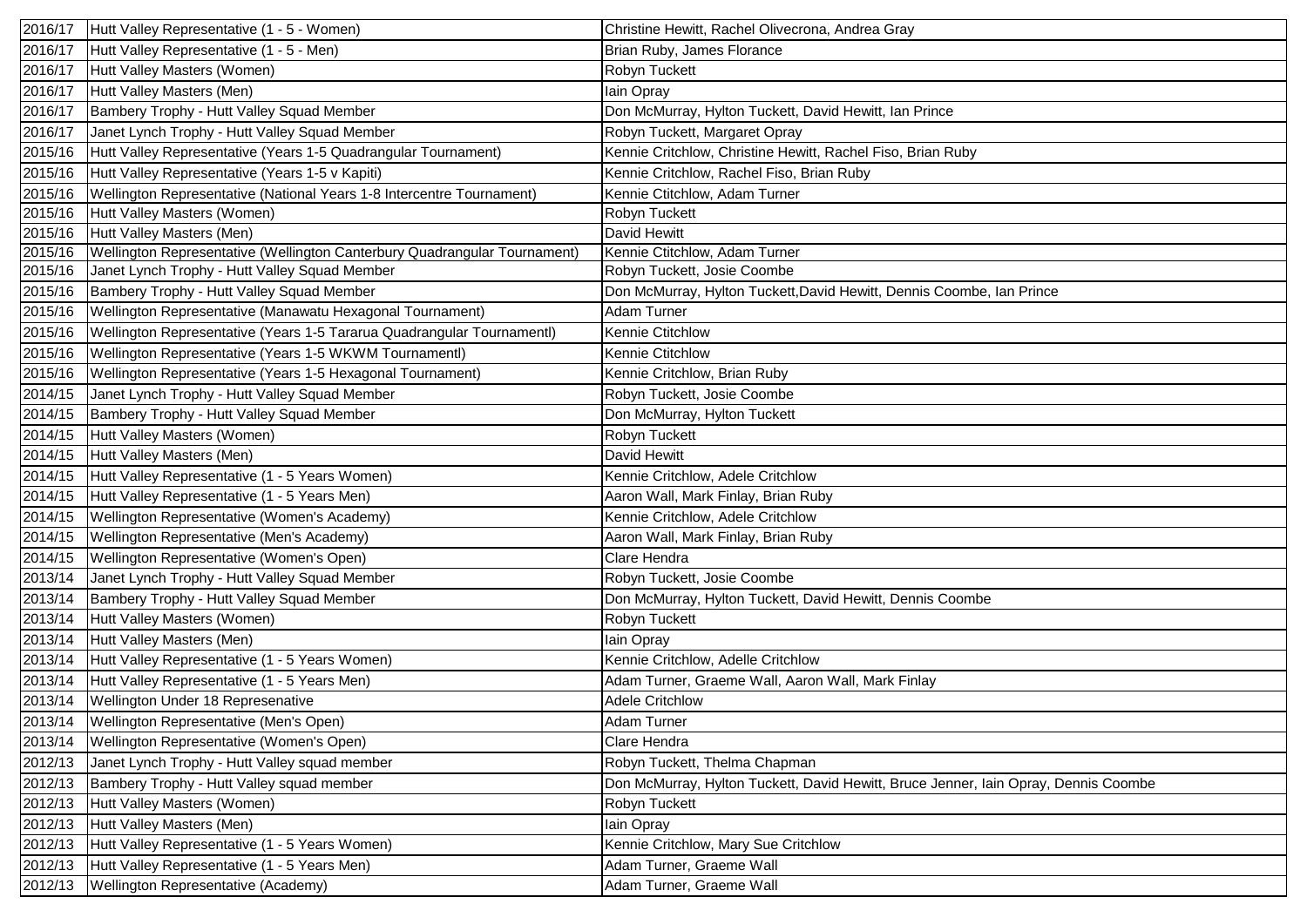| 2016/17 | Hutt Valley Representative (1 - 5 - Women) | Christine Hewitt, Rachel Olivecrona, Andrea Gray |
|---|---|---|
| 2016/17 | Hutt Valley Representative (1 - 5 - Men) | Brian Ruby, James Florance |
| 2016/17 | Hutt Valley Masters (Women) | Robyn Tuckett |
| 2016/17 | Hutt Valley Masters (Men) | Iain Opray |
| 2016/17 | Bambery Trophy - Hutt Valley Squad Member | Don McMurray, Hylton Tuckett, David Hewitt, Ian Prince |
| 2016/17 | Janet Lynch Trophy - Hutt Valley Squad Member | Robyn Tuckett, Margaret Opray |
| 2015/16 | Hutt Valley Representative (Years 1-5 Quadrangular Tournament) | Kennie Critchlow, Christine Hewitt, Rachel Fiso, Brian Ruby |
| 2015/16 | Hutt Valley Representative (Years 1-5 v Kapiti) | Kennie Critchlow, Rachel Fiso, Brian Ruby |
| 2015/16 | Wellington Representative (National Years 1-8 Intercentre Tournament) | Kennie Ctitchlow, Adam Turner |
| 2015/16 | Hutt Valley Masters (Women) | Robyn Tuckett |
| 2015/16 | Hutt Valley Masters (Men) | David Hewitt |
| 2015/16 | Wellington Representative (Wellington Canterbury Quadrangular Tournament) | Kennie Ctitchlow, Adam Turner |
| 2015/16 | Janet Lynch Trophy - Hutt Valley Squad Member | Robyn Tuckett, Josie Coombe |
| 2015/16 | Bambery Trophy - Hutt Valley Squad Member | Don McMurray, Hylton Tuckett,David Hewitt, Dennis Coombe, Ian Prince |
| 2015/16 | Wellington Representative (Manawatu Hexagonal Tournament) | Adam Turner |
| 2015/16 | Wellington Representative (Years 1-5 Tararua Quadrangular Tournamentl) | Kennie Ctitchlow |
| 2015/16 | Wellington Representative (Years 1-5 WKWM Tournamentl) | Kennie Ctitchlow |
| 2015/16 | Wellington Representative (Years 1-5 Hexagonal Tournament) | Kennie Critchlow, Brian Ruby |
| 2014/15 | Janet Lynch Trophy - Hutt Valley Squad Member | Robyn Tuckett, Josie Coombe |
| 2014/15 | Bambery Trophy - Hutt Valley Squad Member | Don McMurray, Hylton Tuckett |
| 2014/15 | Hutt Valley Masters (Women) | Robyn Tuckett |
| 2014/15 | Hutt Valley Masters (Men) | David Hewitt |
| 2014/15 | Hutt Valley Representative (1 - 5 Years Women) | Kennie Critchlow, Adele Critchlow |
| 2014/15 | Hutt Valley Representative (1 - 5 Years Men) | Aaron Wall, Mark Finlay, Brian Ruby |
| 2014/15 | Wellington Representative (Women's Academy) | Kennie Critchlow, Adele Critchlow |
| 2014/15 | Wellington Representative (Men's Academy) | Aaron Wall, Mark Finlay, Brian Ruby |
| 2014/15 | Wellington Representative (Women's Open) | Clare Hendra |
| 2013/14 | Janet Lynch Trophy - Hutt Valley Squad Member | Robyn Tuckett, Josie Coombe |
| 2013/14 | Bambery Trophy - Hutt Valley Squad Member | Don McMurray, Hylton Tuckett, David Hewitt, Dennis Coombe |
| 2013/14 | Hutt Valley Masters (Women) | Robyn Tuckett |
| 2013/14 | Hutt Valley Masters (Men) | Iain Opray |
| 2013/14 | Hutt Valley Representative (1 - 5 Years Women) | Kennie Critchlow, Adelle Critchlow |
| 2013/14 | Hutt Valley Representative (1 - 5 Years Men) | Adam Turner, Graeme Wall, Aaron Wall, Mark Finlay |
| 2013/14 | Wellington Under 18 Represenative | Adele Critchlow |
| 2013/14 | Wellington Representative (Men's Open) | Adam Turner |
| 2013/14 | Wellington Representative (Women's Open) | Clare Hendra |
| 2012/13 | Janet Lynch Trophy - Hutt Valley squad member | Robyn Tuckett, Thelma Chapman |
| 2012/13 | Bambery Trophy - Hutt Valley squad member | Don McMurray, Hylton Tuckett, David Hewitt, Bruce Jenner, Iain Opray, Dennis Coombe |
| 2012/13 | Hutt Valley Masters (Women) | Robyn Tuckett |
| 2012/13 | Hutt Valley Masters (Men) | Iain Opray |
| 2012/13 | Hutt Valley Representative (1 - 5 Years Women) | Kennie Critchlow, Mary Sue Critchlow |
| 2012/13 | Hutt Valley Representative (1 - 5 Years Men) | Adam Turner, Graeme Wall |
| 2012/13 | Wellington Representative (Academy) | Adam Turner, Graeme Wall |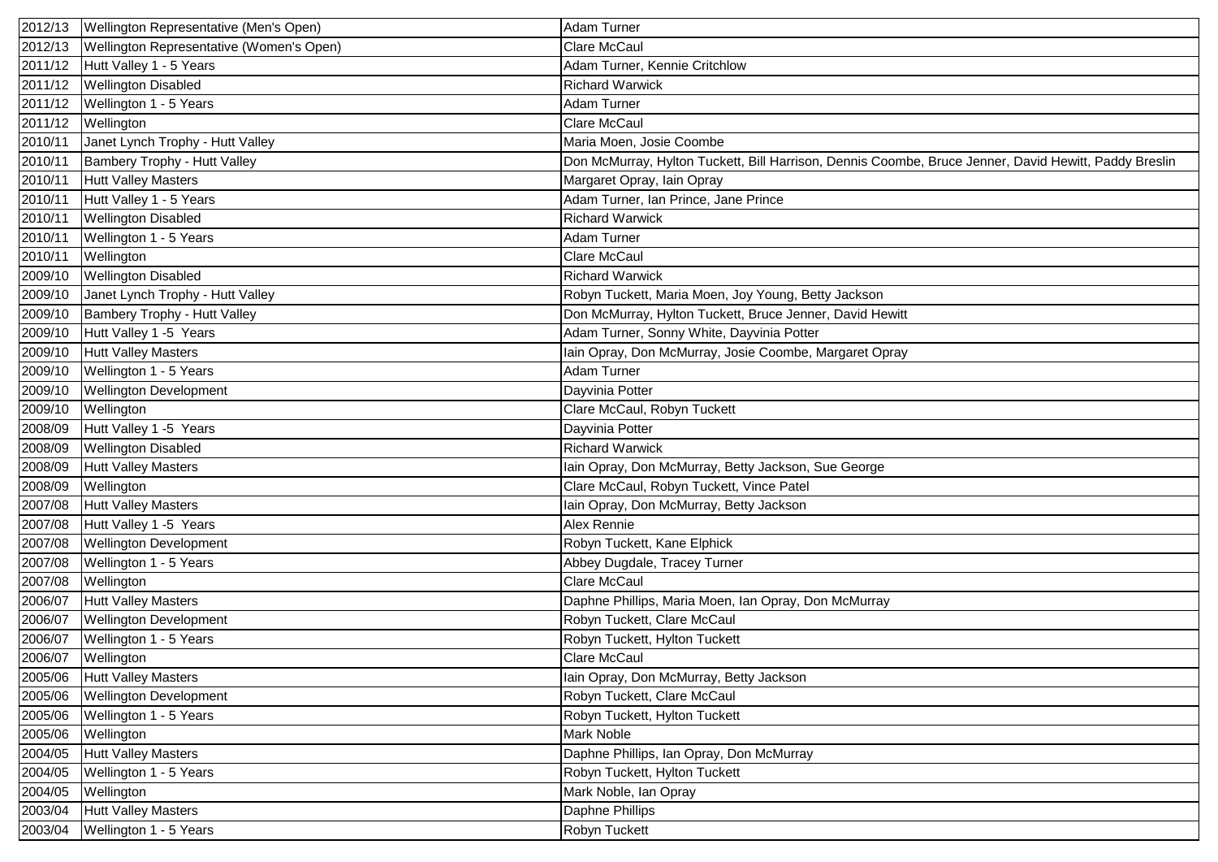| | | |
|---|---|---|
| 2012/13 | Wellington Representative (Men's Open) | Adam Turner |
| 2012/13 | Wellington Representative (Women's Open) | Clare McCaul |
| 2011/12 | Hutt Valley 1 - 5 Years | Adam Turner, Kennie Critchlow |
| 2011/12 | Wellington Disabled | Richard Warwick |
| 2011/12 | Wellington 1 - 5 Years | Adam Turner |
| 2011/12 | Wellington | Clare McCaul |
| 2010/11 | Janet Lynch Trophy - Hutt Valley | Maria Moen, Josie Coombe |
| 2010/11 | Bambery Trophy - Hutt Valley | Don McMurray, Hylton Tuckett, Bill Harrison, Dennis Coombe, Bruce Jenner, David Hewitt, Paddy Breslin |
| 2010/11 | Hutt Valley Masters | Margaret Opray, Iain Opray |
| 2010/11 | Hutt Valley 1 - 5 Years | Adam Turner, Ian Prince, Jane Prince |
| 2010/11 | Wellington Disabled | Richard Warwick |
| 2010/11 | Wellington 1 - 5 Years | Adam Turner |
| 2010/11 | Wellington | Clare McCaul |
| 2009/10 | Wellington Disabled | Richard Warwick |
| 2009/10 | Janet Lynch Trophy - Hutt Valley | Robyn Tuckett, Maria Moen, Joy Young, Betty Jackson |
| 2009/10 | Bambery Trophy - Hutt Valley | Don McMurray, Hylton Tuckett, Bruce Jenner, David Hewitt |
| 2009/10 | Hutt Valley 1 -5 Years | Adam Turner, Sonny White, Dayvinia Potter |
| 2009/10 | Hutt Valley Masters | Iain Opray, Don McMurray, Josie Coombe, Margaret Opray |
| 2009/10 | Wellington 1 - 5 Years | Adam Turner |
| 2009/10 | Wellington Development | Dayvinia Potter |
| 2009/10 | Wellington | Clare McCaul, Robyn Tuckett |
| 2008/09 | Hutt Valley 1 -5 Years | Dayvinia Potter |
| 2008/09 | Wellington Disabled | Richard Warwick |
| 2008/09 | Hutt Valley Masters | Iain Opray, Don McMurray, Betty Jackson, Sue George |
| 2008/09 | Wellington | Clare McCaul, Robyn Tuckett, Vince Patel |
| 2007/08 | Hutt Valley Masters | Iain Opray, Don McMurray, Betty Jackson |
| 2007/08 | Hutt Valley 1 -5 Years | Alex Rennie |
| 2007/08 | Wellington Development | Robyn Tuckett, Kane Elphick |
| 2007/08 | Wellington 1 - 5 Years | Abbey Dugdale, Tracey Turner |
| 2007/08 | Wellington | Clare McCaul |
| 2006/07 | Hutt Valley Masters | Daphne Phillips, Maria Moen, Ian Opray, Don McMurray |
| 2006/07 | Wellington Development | Robyn Tuckett, Clare McCaul |
| 2006/07 | Wellington 1 - 5 Years | Robyn Tuckett, Hylton Tuckett |
| 2006/07 | Wellington | Clare McCaul |
| 2005/06 | Hutt Valley Masters | Iain Opray, Don McMurray, Betty Jackson |
| 2005/06 | Wellington Development | Robyn Tuckett, Clare McCaul |
| 2005/06 | Wellington 1 - 5 Years | Robyn Tuckett, Hylton Tuckett |
| 2005/06 | Wellington | Mark Noble |
| 2004/05 | Hutt Valley Masters | Daphne Phillips, Ian Opray, Don McMurray |
| 2004/05 | Wellington 1 - 5 Years | Robyn Tuckett, Hylton Tuckett |
| 2004/05 | Wellington | Mark Noble, Ian Opray |
| 2003/04 | Hutt Valley Masters | Daphne Phillips |
| 2003/04 | Wellington 1 - 5 Years | Robyn Tuckett |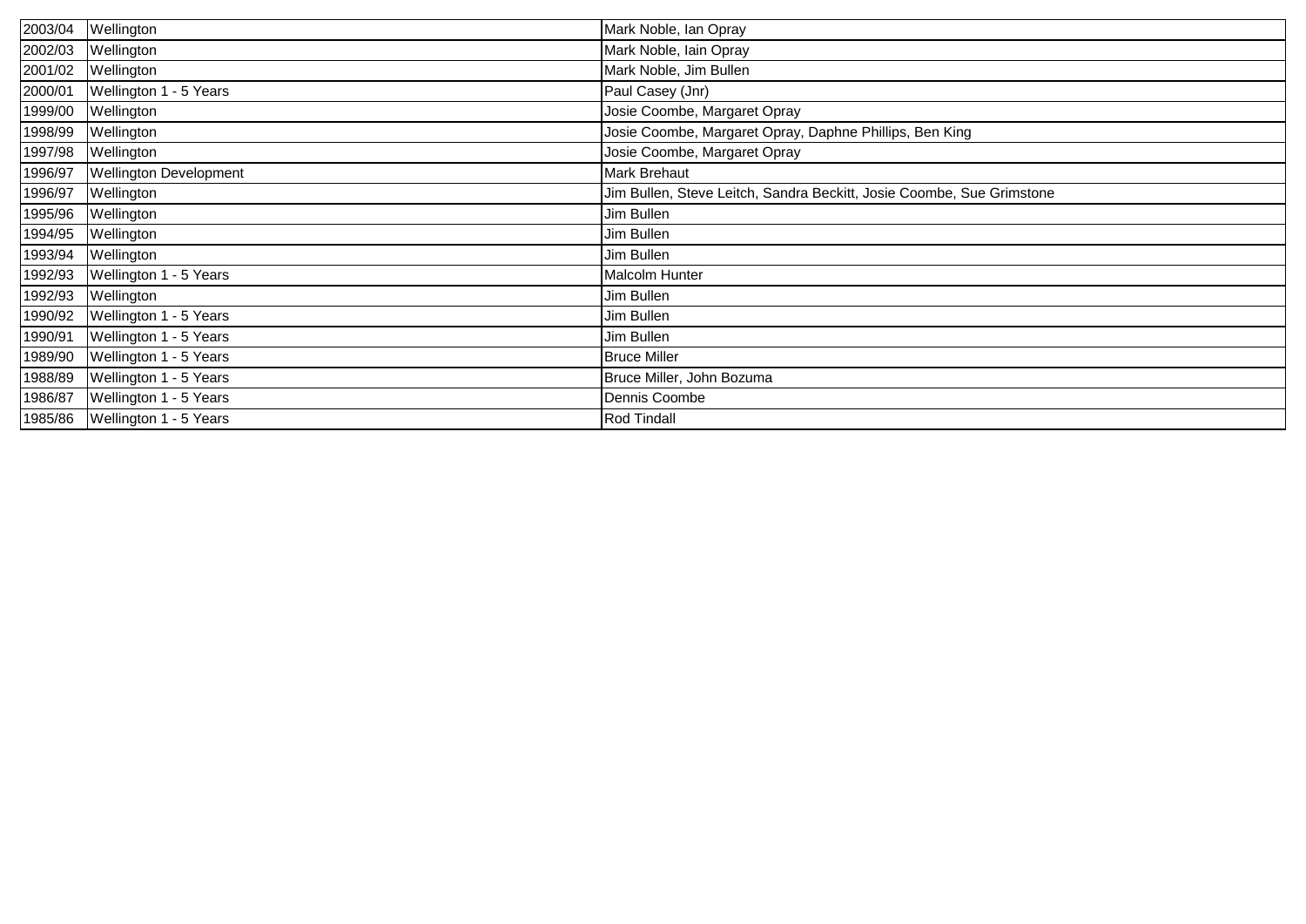| | | |
|---|---|---|
| 2003/04 | Wellington | Mark Noble, Ian Opray |
| 2002/03 | Wellington | Mark Noble, Iain Opray |
| 2001/02 | Wellington | Mark Noble, Jim Bullen |
| 2000/01 | Wellington 1 - 5 Years | Paul Casey (Jnr) |
| 1999/00 | Wellington | Josie Coombe, Margaret Opray |
| 1998/99 | Wellington | Josie Coombe, Margaret Opray, Daphne Phillips, Ben King |
| 1997/98 | Wellington | Josie Coombe, Margaret Opray |
| 1996/97 | Wellington Development | Mark Brehaut |
| 1996/97 | Wellington | Jim Bullen, Steve Leitch, Sandra Beckitt, Josie Coombe, Sue Grimstone |
| 1995/96 | Wellington | Jim Bullen |
| 1994/95 | Wellington | Jim Bullen |
| 1993/94 | Wellington | Jim Bullen |
| 1992/93 | Wellington 1 - 5 Years | Malcolm Hunter |
| 1992/93 | Wellington | Jim Bullen |
| 1990/92 | Wellington 1 - 5 Years | Jim Bullen |
| 1990/91 | Wellington 1 - 5 Years | Jim Bullen |
| 1989/90 | Wellington 1 - 5 Years | Bruce Miller |
| 1988/89 | Wellington 1 - 5 Years | Bruce Miller, John Bozuma |
| 1986/87 | Wellington 1 - 5 Years | Dennis Coombe |
| 1985/86 | Wellington 1 - 5 Years | Rod Tindall |